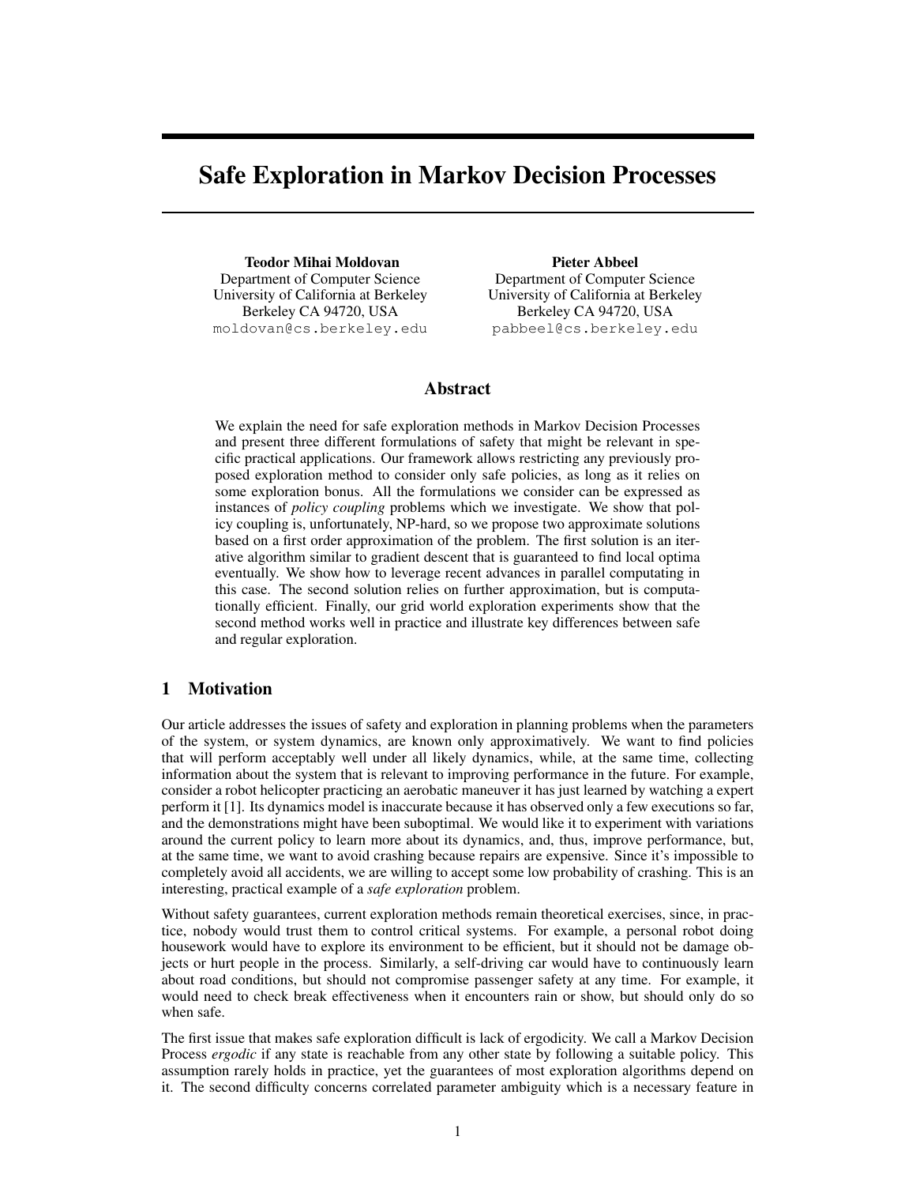# Safe Exploration in Markov Decision Processes

**Teodor Mihai Moldovan**
Department of Computer Science
University of California at Berkeley
Berkeley CA 94720, USA
moldovan@cs.berkeley.edu

**Pieter Abbeel**
Department of Computer Science
University of California at Berkeley
Berkeley CA 94720, USA
pabbeel@cs.berkeley.edu

## Abstract

We explain the need for safe exploration methods in Markov Decision Processes and present three different formulations of safety that might be relevant in specific practical applications. Our framework allows restricting any previously proposed exploration method to consider only safe policies, as long as it relies on some exploration bonus. All the formulations we consider can be expressed as instances of *policy coupling* problems which we investigate. We show that policy coupling is, unfortunately, NP-hard, so we propose two approximate solutions based on a first order approximation of the problem. The first solution is an iterative algorithm similar to gradient descent that is guaranteed to find local optima eventually. We show how to leverage recent advances in parallel computating in this case. The second solution relies on further approximation, but is computationally efficient. Finally, our grid world exploration experiments show that the second method works well in practice and illustrate key differences between safe and regular exploration.

## 1 Motivation

Our article addresses the issues of safety and exploration in planning problems when the parameters of the system, or system dynamics, are known only approximatively. We want to find policies that will perform acceptably well under all likely dynamics, while, at the same time, collecting information about the system that is relevant to improving performance in the future. For example, consider a robot helicopter practicing an aerobatic maneuver it has just learned by watching a expert perform it [1]. Its dynamics model is inaccurate because it has observed only a few executions so far, and the demonstrations might have been suboptimal. We would like it to experiment with variations around the current policy to learn more about its dynamics, and, thus, improve performance, but, at the same time, we want to avoid crashing because repairs are expensive. Since it's impossible to completely avoid all accidents, we are willing to accept some low probability of crashing. This is an interesting, practical example of a *safe exploration* problem.

Without safety guarantees, current exploration methods remain theoretical exercises, since, in practice, nobody would trust them to control critical systems. For example, a personal robot doing housework would have to explore its environment to be efficient, but it should not be damage objects or hurt people in the process. Similarly, a self-driving car would have to continuously learn about road conditions, but should not compromise passenger safety at any time. For example, it would need to check break effectiveness when it encounters rain or show, but should only do so when safe.

The first issue that makes safe exploration difficult is lack of ergodicity. We call a Markov Decision Process *ergodic* if any state is reachable from any other state by following a suitable policy. This assumption rarely holds in practice, yet the guarantees of most exploration algorithms depend on it. The second difficulty concerns correlated parameter ambiguity which is a necessary feature in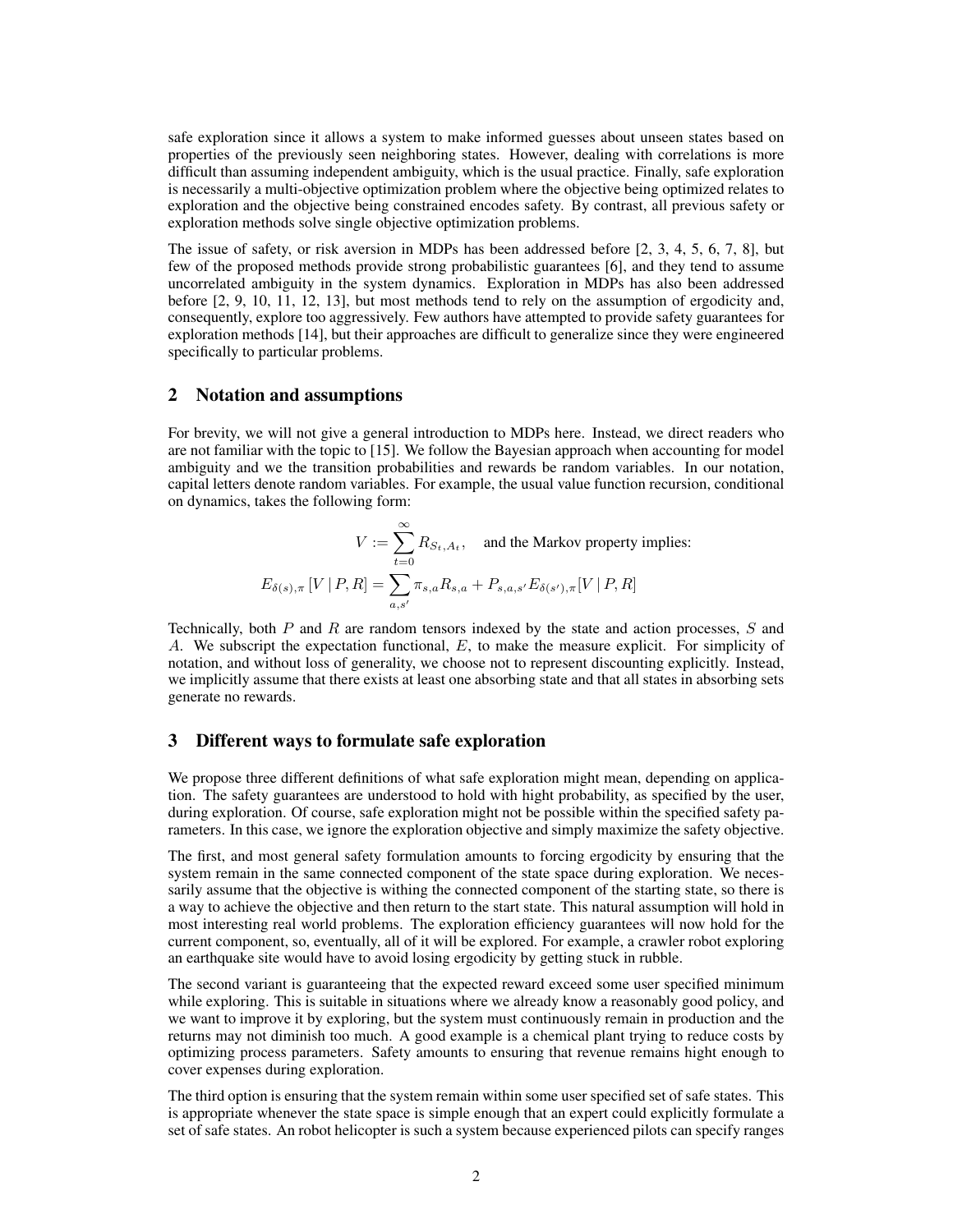safe exploration since it allows a system to make informed guesses about unseen states based on properties of the previously seen neighboring states. However, dealing with correlations is more difficult than assuming independent ambiguity, which is the usual practice. Finally, safe exploration is necessarily a multi-objective optimization problem where the objective being optimized relates to exploration and the objective being constrained encodes safety. By contrast, all previous safety or exploration methods solve single objective optimization problems.

The issue of safety, or risk aversion in MDPs has been addressed before [2, 3, 4, 5, 6, 7, 8], but few of the proposed methods provide strong probabilistic guarantees [6], and they tend to assume uncorrelated ambiguity in the system dynamics. Exploration in MDPs has also been addressed before [2, 9, 10, 11, 12, 13], but most methods tend to rely on the assumption of ergodicity and, consequently, explore too aggressively. Few authors have attempted to provide safety guarantees for exploration methods [14], but their approaches are difficult to generalize since they were engineered specifically to particular problems.

## 2 Notation and assumptions

For brevity, we will not give a general introduction to MDPs here. Instead, we direct readers who are not familiar with the topic to [15]. We follow the Bayesian approach when accounting for model ambiguity and we the transition probabilities and rewards be random variables. In our notation, capital letters denote random variables. For example, the usual value function recursion, conditional on dynamics, takes the following form:

$$V := \sum_{t=0}^{\infty} R_{S_t, A_t}, \quad \text{and the Markov property implies:}$$

$$E_{\delta(s),\pi}\left[V \mid P, R\right] = \sum_{a,s'} \pi_{s,a} R_{s,a} + P_{s,a,s'} E_{\delta(s'),\pi}[V \mid P, R]$$

Technically, both $P$ and $R$ are random tensors indexed by the state and action processes, $S$ and $A$. We subscript the expectation functional, $E$, to make the measure explicit. For simplicity of notation, and without loss of generality, we choose not to represent discounting explicitly. Instead, we implicitly assume that there exists at least one absorbing state and that all states in absorbing sets generate no rewards.

## 3 Different ways to formulate safe exploration

We propose three different definitions of what safe exploration might mean, depending on application. The safety guarantees are understood to hold with hight probability, as specified by the user, during exploration. Of course, safe exploration might not be possible within the specified safety parameters. In this case, we ignore the exploration objective and simply maximize the safety objective.

The first, and most general safety formulation amounts to forcing ergodicity by ensuring that the system remain in the same connected component of the state space during exploration. We necessarily assume that the objective is withing the connected component of the starting state, so there is a way to achieve the objective and then return to the start state. This natural assumption will hold in most interesting real world problems. The exploration efficiency guarantees will now hold for the current component, so, eventually, all of it will be explored. For example, a crawler robot exploring an earthquake site would have to avoid losing ergodicity by getting stuck in rubble.

The second variant is guaranteeing that the expected reward exceed some user specified minimum while exploring. This is suitable in situations where we already know a reasonably good policy, and we want to improve it by exploring, but the system must continuously remain in production and the returns may not diminish too much. A good example is a chemical plant trying to reduce costs by optimizing process parameters. Safety amounts to ensuring that revenue remains hight enough to cover expenses during exploration.

The third option is ensuring that the system remain within some user specified set of safe states. This is appropriate whenever the state space is simple enough that an expert could explicitly formulate a set of safe states. An robot helicopter is such a system because experienced pilots can specify ranges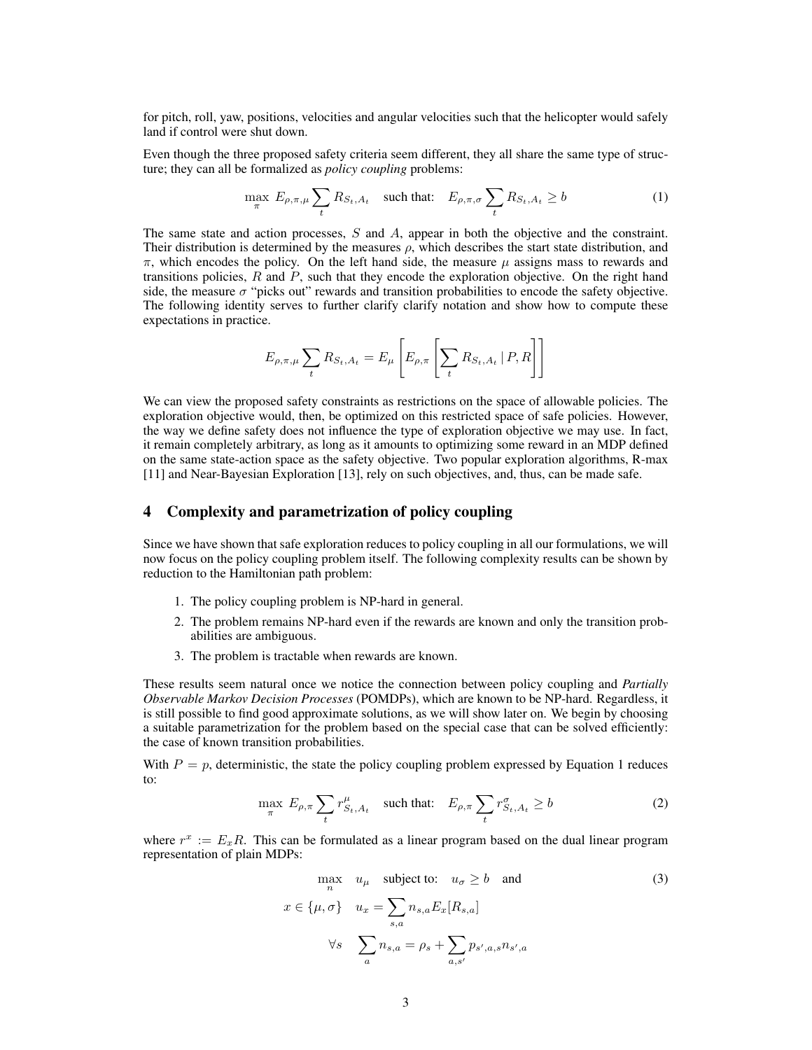for pitch, roll, yaw, positions, velocities and angular velocities such that the helicopter would safely land if control were shut down.

Even though the three proposed safety criteria seem different, they all share the same type of structure; they can all be formalized as *policy coupling* problems:

$$\max_{\pi} \; E_{\rho,\pi,\mu} \sum_{t} R_{S_t,A_t} \quad \text{such that:} \quad E_{\rho,\pi,\sigma} \sum_{t} R_{S_t,A_t} \geq b \tag{1}$$

The same state and action processes, $S$ and $A$, appear in both the objective and the constraint. Their distribution is determined by the measures $\rho$, which describes the start state distribution, and $\pi$, which encodes the policy. On the left hand side, the measure $\mu$ assigns mass to rewards and transitions policies, $R$ and $P$, such that they encode the exploration objective. On the right hand side, the measure $\sigma$ "picks out" rewards and transition probabilities to encode the safety objective. The following identity serves to further clarify clarify notation and show how to compute these expectations in practice.

$$E_{\rho,\pi,\mu} \sum_{t} R_{S_t,A_t} = E_{\mu} \left[ E_{\rho,\pi} \left[ \sum_{t} R_{S_t,A_t} \,|\, P, R \right] \right]$$

We can view the proposed safety constraints as restrictions on the space of allowable policies. The exploration objective would, then, be optimized on this restricted space of safe policies. However, the way we define safety does not influence the type of exploration objective we may use. In fact, it remain completely arbitrary, as long as it amounts to optimizing some reward in an MDP defined on the same state-action space as the safety objective. Two popular exploration algorithms, R-max [11] and Near-Bayesian Exploration [13], rely on such objectives, and, thus, can be made safe.

## 4 Complexity and parametrization of policy coupling

Since we have shown that safe exploration reduces to policy coupling in all our formulations, we will now focus on the policy coupling problem itself. The following complexity results can be shown by reduction to the Hamiltonian path problem:

1. The policy coupling problem is NP-hard in general.
2. The problem remains NP-hard even if the rewards are known and only the transition probabilities are ambiguous.
3. The problem is tractable when rewards are known.

These results seem natural once we notice the connection between policy coupling and *Partially Observable Markov Decision Processes* (POMDPs), which are known to be NP-hard. Regardless, it is still possible to find good approximate solutions, as we will show later on. We begin by choosing a suitable parametrization for the problem based on the special case that can be solved efficiently: the case of known transition probabilities.

With $P = p$, deterministic, the state the policy coupling problem expressed by Equation 1 reduces to:

$$\max_{\pi} \; E_{\rho,\pi} \sum_{t} r^{\mu}_{S_t,A_t} \quad \text{such that:} \quad E_{\rho,\pi} \sum_{t} r^{\sigma}_{S_t,A_t} \geq b \tag{2}$$

where $r^x := E_x R$. This can be formulated as a linear program based on the dual linear program representation of plain MDPs:

$$\begin{aligned} \max_{n} \quad & u_{\mu} \quad \text{subject to:} \quad u_{\sigma} \geq b \quad \text{and} \\ x \in \{\mu, \sigma\} \quad & u_x = \sum_{s,a} n_{s,a} E_x[R_{s,a}] \\ \forall s \quad & \sum_{a} n_{s,a} = \rho_s + \sum_{a,s'} p_{s',a,s} n_{s',a} \end{aligned} \tag{3}$$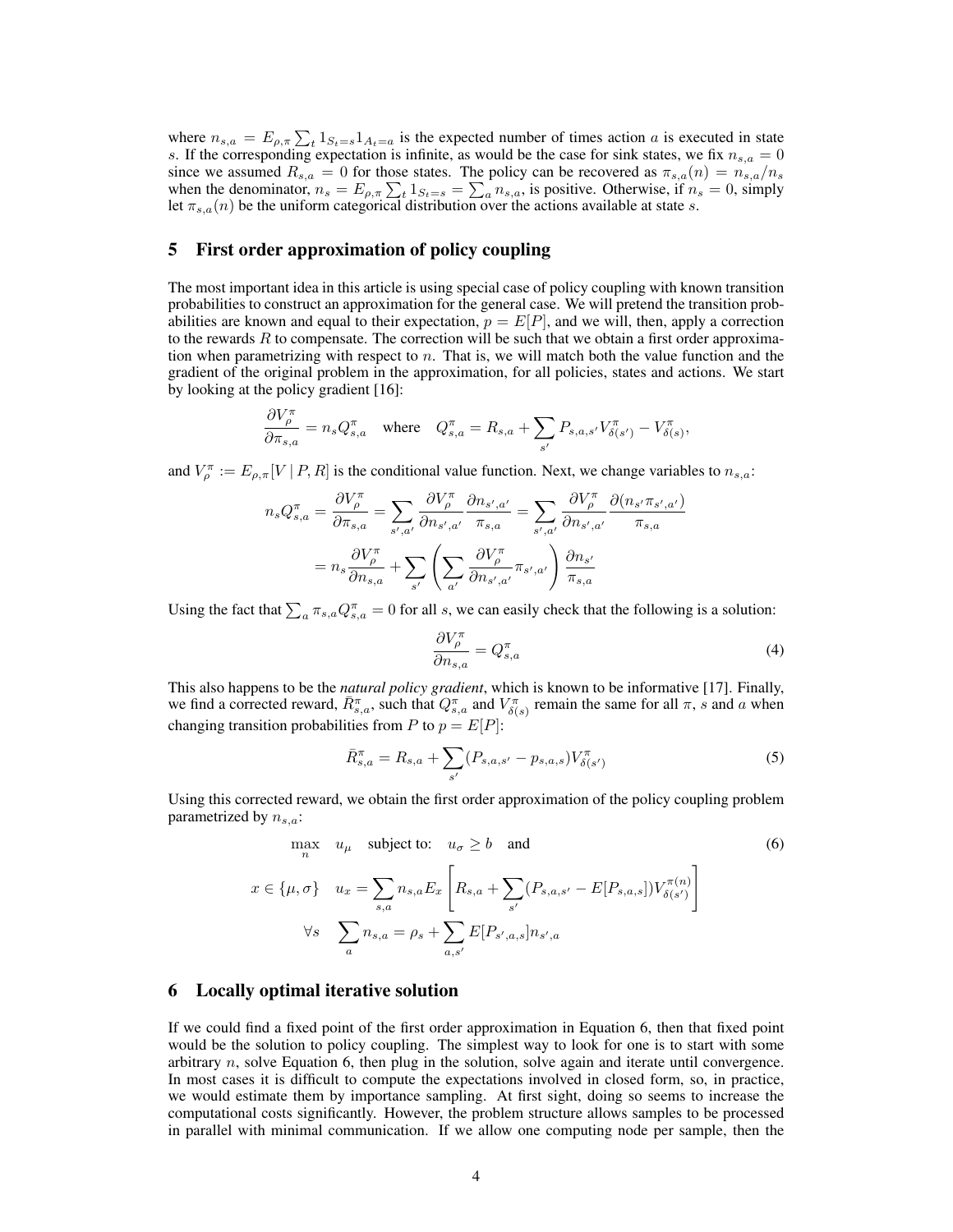where $n_{s,a} = E_{\rho,\pi} \sum_t 1_{S_t=s} 1_{A_t=a}$ is the expected number of times action $a$ is executed in state $s$. If the corresponding expectation is infinite, as would be the case for sink states, we fix $n_{s,a} = 0$ since we assumed $R_{s,a} = 0$ for those states. The policy can be recovered as $\pi_{s,a}(n) = n_{s,a}/n_s$ when the denominator, $n_s = E_{\rho,\pi} \sum_t 1_{S_t=s} = \sum_a n_{s,a}$, is positive. Otherwise, if $n_s = 0$, simply let $\pi_{s,a}(n)$ be the uniform categorical distribution over the actions available at state $s$.

## 5 First order approximation of policy coupling

The most important idea in this article is using special case of policy coupling with known transition probabilities to construct an approximation for the general case. We will pretend the transition probabilities are known and equal to their expectation, $p = E[P]$, and we will, then, apply a correction to the rewards $R$ to compensate. The correction will be such that we obtain a first order approximation when parametrizing with respect to $n$. That is, we will match both the value function and the gradient of the original problem in the approximation, for all policies, states and actions. We start by looking at the policy gradient [16]:

$$\frac{\partial V^\pi_\rho}{\partial \pi_{s,a}} = n_s Q^\pi_{s,a} \quad \text{where} \quad Q^\pi_{s,a} = R_{s,a} + \sum_{s'} P_{s,a,s'} V^\pi_{\delta(s')} - V^\pi_{\delta(s)},$$

and $V^\pi_\rho := E_{\rho,\pi}[V \mid P, R]$ is the conditional value function. Next, we change variables to $n_{s,a}$:

$$\begin{aligned} n_s Q^\pi_{s,a} = \frac{\partial V^\pi_\rho}{\partial \pi_{s,a}} &= \sum_{s',a'} \frac{\partial V^\pi_\rho}{\partial n_{s',a'}} \frac{\partial n_{s',a'}}{\pi_{s,a}} = \sum_{s',a'} \frac{\partial V^\pi_\rho}{\partial n_{s',a'}} \frac{\partial (n_{s'} \pi_{s',a'})}{\pi_{s,a}} \\ &= n_s \frac{\partial V^\pi_\rho}{\partial n_{s,a}} + \sum_{s'} \left( \sum_{a'} \frac{\partial V^\pi_\rho}{\partial n_{s',a'}} \pi_{s',a'} \right) \frac{\partial n_{s'}}{\pi_{s,a}} \end{aligned}$$

Using the fact that $\sum_a \pi_{s,a} Q^\pi_{s,a} = 0$ for all $s$, we can easily check that the following is a solution:

$$\frac{\partial V^\pi_\rho}{\partial n_{s,a}} = Q^\pi_{s,a} \tag{4}$$

This also happens to be the *natural policy gradient*, which is known to be informative [17]. Finally, we find a corrected reward, $\bar{R}^\pi_{s,a}$, such that $Q^\pi_{s,a}$ and $V^\pi_{\delta(s)}$ remain the same for all $\pi$, $s$ and $a$ when changing transition probabilities from $P$ to $p = E[P]$:

$$\bar{R}^\pi_{s,a} = R_{s,a} + \sum_{s'} (P_{s,a,s'} - p_{s,a,s}) V^\pi_{\delta(s')} \tag{5}$$

Using this corrected reward, we obtain the first order approximation of the policy coupling problem parametrized by $n_{s,a}$:

$$\begin{aligned} &\max_n \quad u_\mu \quad \text{subject to:} \quad u_\sigma \geq b \quad \text{and} \\ &x \in \{\mu, \sigma\} \quad u_x = \sum_{s,a} n_{s,a} E_x \left[ R_{s,a} + \sum_{s'} (P_{s,a,s'} - E[P_{s,a,s}]) V^{\pi(n)}_{\delta(s')} \right] \\ &\forall s \quad \sum_a n_{s,a} = \rho_s + \sum_{a,s'} E[P_{s',a,s}] n_{s',a} \end{aligned} \tag{6}$$

## 6 Locally optimal iterative solution

If we could find a fixed point of the first order approximation in Equation 6, then that fixed point would be the solution to policy coupling. The simplest way to look for one is to start with some arbitrary $n$, solve Equation 6, then plug in the solution, solve again and iterate until convergence. In most cases it is difficult to compute the expectations involved in closed form, so, in practice, we would estimate them by importance sampling. At first sight, doing so seems to increase the computational costs significantly. However, the problem structure allows samples to be processed in parallel with minimal communication. If we allow one computing node per sample, then the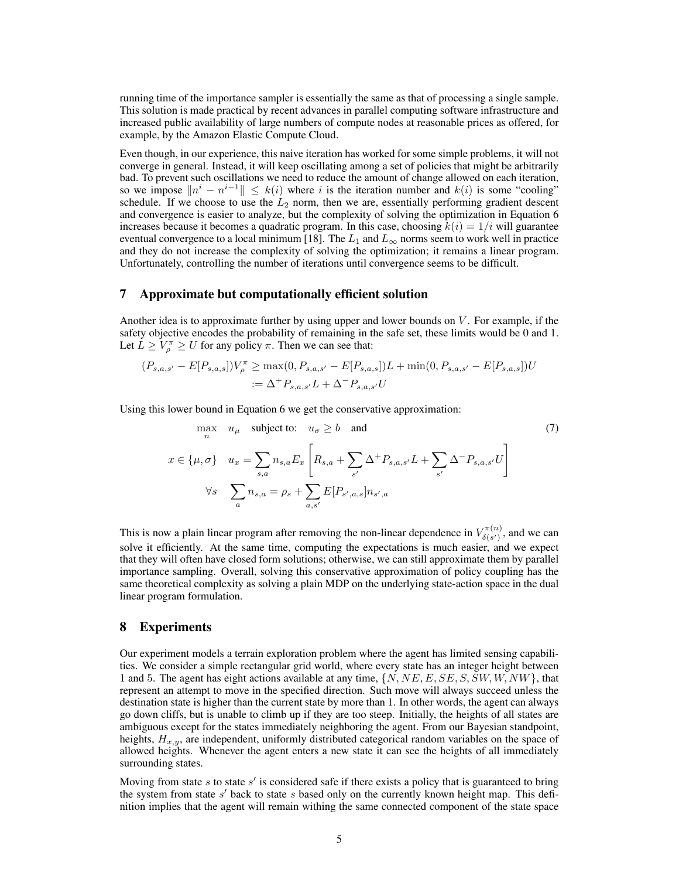running time of the importance sampler is essentially the same as that of processing a single sample. This solution is made practical by recent advances in parallel computing software infrastructure and increased public availability of large numbers of compute nodes at reasonable prices as offered, for example, by the Amazon Elastic Compute Cloud.

Even though, in our experience, this naive iteration has worked for some simple problems, it will not converge in general. Instead, it will keep oscillating among a set of policies that might be arbitrarily bad. To prevent such oscillations we need to reduce the amount of change allowed on each iteration, so we impose $\|n^i - n^{i-1}\| \leq k(i)$ where $i$ is the iteration number and $k(i)$ is some "cooling" schedule. If we choose to use the $L_2$ norm, then we are, essentially performing gradient descent and convergence is easier to analyze, but the complexity of solving the optimization in Equation 6 increases because it becomes a quadratic program. In this case, choosing $k(i) = 1/i$ will guarantee eventual convergence to a local minimum [18]. The $L_1$ and $L_\infty$ norms seem to work well in practice and they do not increase the complexity of solving the optimization; it remains a linear program. Unfortunately, controlling the number of iterations until convergence seems to be difficult.

## 7 Approximate but computationally efficient solution

Another idea is to approximate further by using upper and lower bounds on $V$. For example, if the safety objective encodes the probability of remaining in the safe set, these limits would be 0 and 1. Let $L \geq V^\pi_\rho \geq U$ for any policy $\pi$. Then we can see that:

$$
\begin{aligned}
(P_{s,a,s'} - E[P_{s,a,s}])V^\pi_\rho &\geq \max(0, P_{s,a,s'} - E[P_{s,a,s}])L + \min(0, P_{s,a,s'} - E[P_{s,a,s}])U \\
&:= \Delta^+ P_{s,a,s'} L + \Delta^- P_{s,a,s'} U
\end{aligned}
$$

Using this lower bound in Equation 6 we get the conservative approximation:

$$
\begin{aligned}
&\max_n \quad u_\mu \quad \text{subject to:} \quad u_\sigma \geq b \quad \text{and} \\
&x \in \{\mu, \sigma\} \quad u_x = \sum_{s,a} n_{s,a} E_x \left[ R_{s,a} + \sum_{s'} \Delta^+ P_{s,a,s'} L + \sum_{s'} \Delta^- P_{s,a,s'} U \right] \\
&\forall s \quad \sum_a n_{s,a} = \rho_s + \sum_{a,s'} E[P_{s',a,s}] n_{s',a}
\end{aligned}
\tag{7}
$$

This is now a plain linear program after removing the non-linear dependence in $V^{\pi(n)}_{\delta(s')}$, and we can solve it efficiently. At the same time, computing the expectations is much easier, and we expect that they will often have closed form solutions; otherwise, we can still approximate them by parallel importance sampling. Overall, solving this conservative approximation of policy coupling has the same theoretical complexity as solving a plain MDP on the underlying state-action space in the dual linear program formulation.

## 8 Experiments

Our experiment models a terrain exploration problem where the agent has limited sensing capabilities. We consider a simple rectangular grid world, where every state has an integer height between 1 and 5. The agent has eight actions available at any time, $\{N, NE, E, SE, S, SW, W, NW\}$, that represent an attempt to move in the specified direction. Such move will always succeed unless the destination state is higher than the current state by more than 1. In other words, the agent can always go down cliffs, but is unable to climb up if they are too steep. Initially, the heights of all states are ambiguous except for the states immediately neighboring the agent. From our Bayesian standpoint, heights, $H_{x,y}$, are independent, uniformly distributed categorical random variables on the space of allowed heights. Whenever the agent enters a new state it can see the heights of all immediately surrounding states.

Moving from state $s$ to state $s'$ is considered safe if there exists a policy that is guaranteed to bring the system from state $s'$ back to state $s$ based only on the currently known height map. This definition implies that the agent will remain withing the same connected component of the state space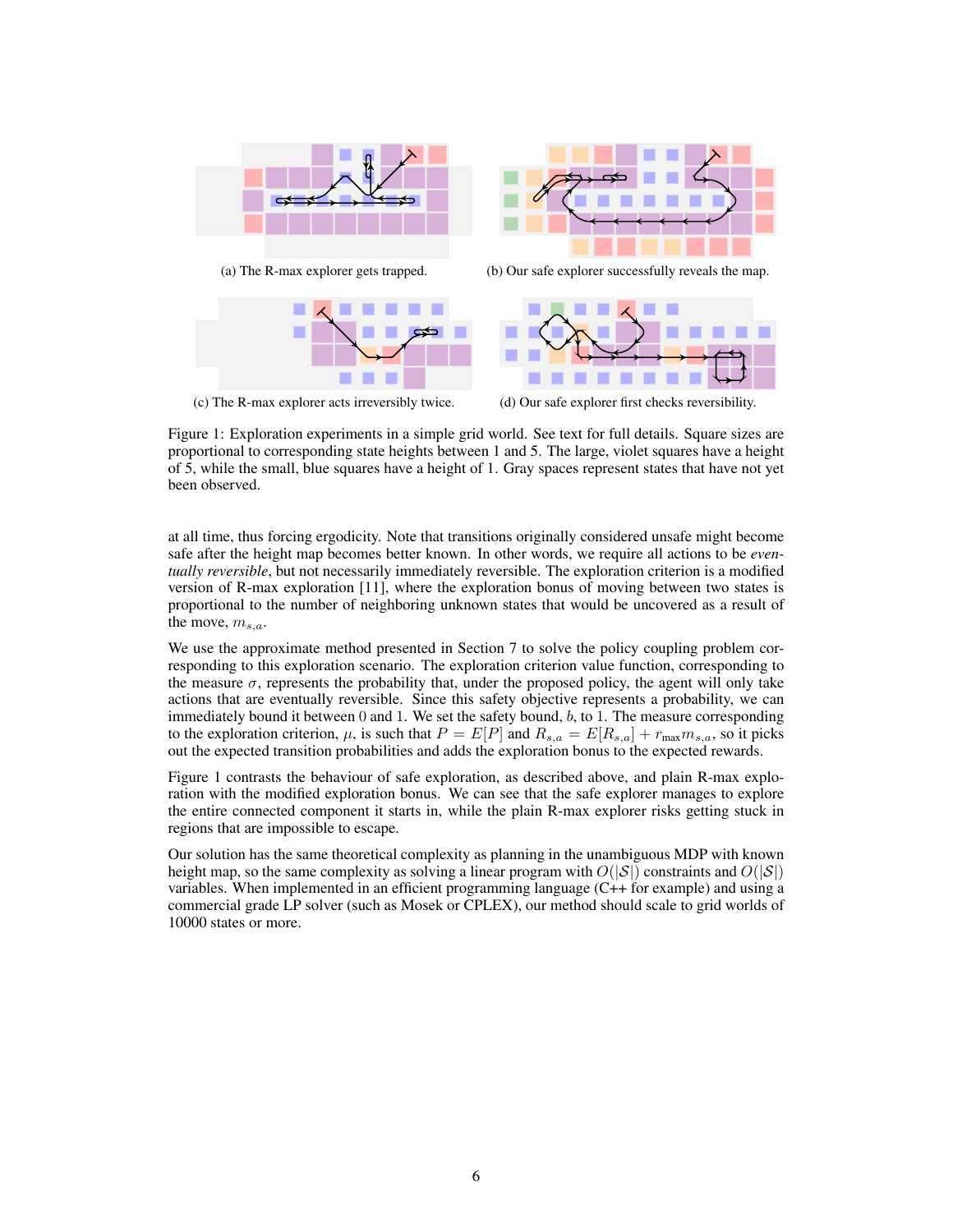(a) The R-max explorer gets trapped.

(b) Our safe explorer successfully reveals the map.

(c) The R-max explorer acts irreversibly twice.

(d) Our safe explorer first checks reversibility.

Figure 1: Exploration experiments in a simple grid world. See text for full details. Square sizes are proportional to corresponding state heights between 1 and 5. The large, violet squares have a height of 5, while the small, blue squares have a height of 1. Gray spaces represent states that have not yet been observed.

at all time, thus forcing ergodicity. Note that transitions originally considered unsafe might become safe after the height map becomes better known. In other words, we require all actions to be *eventually reversible*, but not necessarily immediately reversible. The exploration criterion is a modified version of R-max exploration [11], where the exploration bonus of moving between two states is proportional to the number of neighboring unknown states that would be uncovered as a result of the move, $m_{s,a}$.

We use the approximate method presented in Section 7 to solve the policy coupling problem corresponding to this exploration scenario. The exploration criterion value function, corresponding to the measure $\sigma$, represents the probability that, under the proposed policy, the agent will only take actions that are eventually reversible. Since this safety objective represents a probability, we can immediately bound it between 0 and 1. We set the safety bound, $b$, to 1. The measure corresponding to the exploration criterion, $\mu$, is such that $P = E[P]$ and $R_{s,a} = E[R_{s,a}] + r_{\text{max}} m_{s,a}$, so it picks out the expected transition probabilities and adds the exploration bonus to the expected rewards.

Figure 1 contrasts the behaviour of safe exploration, as described above, and plain R-max exploration with the modified exploration bonus. We can see that the safe explorer manages to explore the entire connected component it starts in, while the plain R-max explorer risks getting stuck in regions that are impossible to escape.

Our solution has the same theoretical complexity as planning in the unambiguous MDP with known height map, so the same complexity as solving a linear program with $O(|\mathcal{S}|)$ constraints and $O(|\mathcal{S}|)$ variables. When implemented in an efficient programming language (C++ for example) and using a commercial grade LP solver (such as Mosek or CPLEX), our method should scale to grid worlds of 10000 states or more.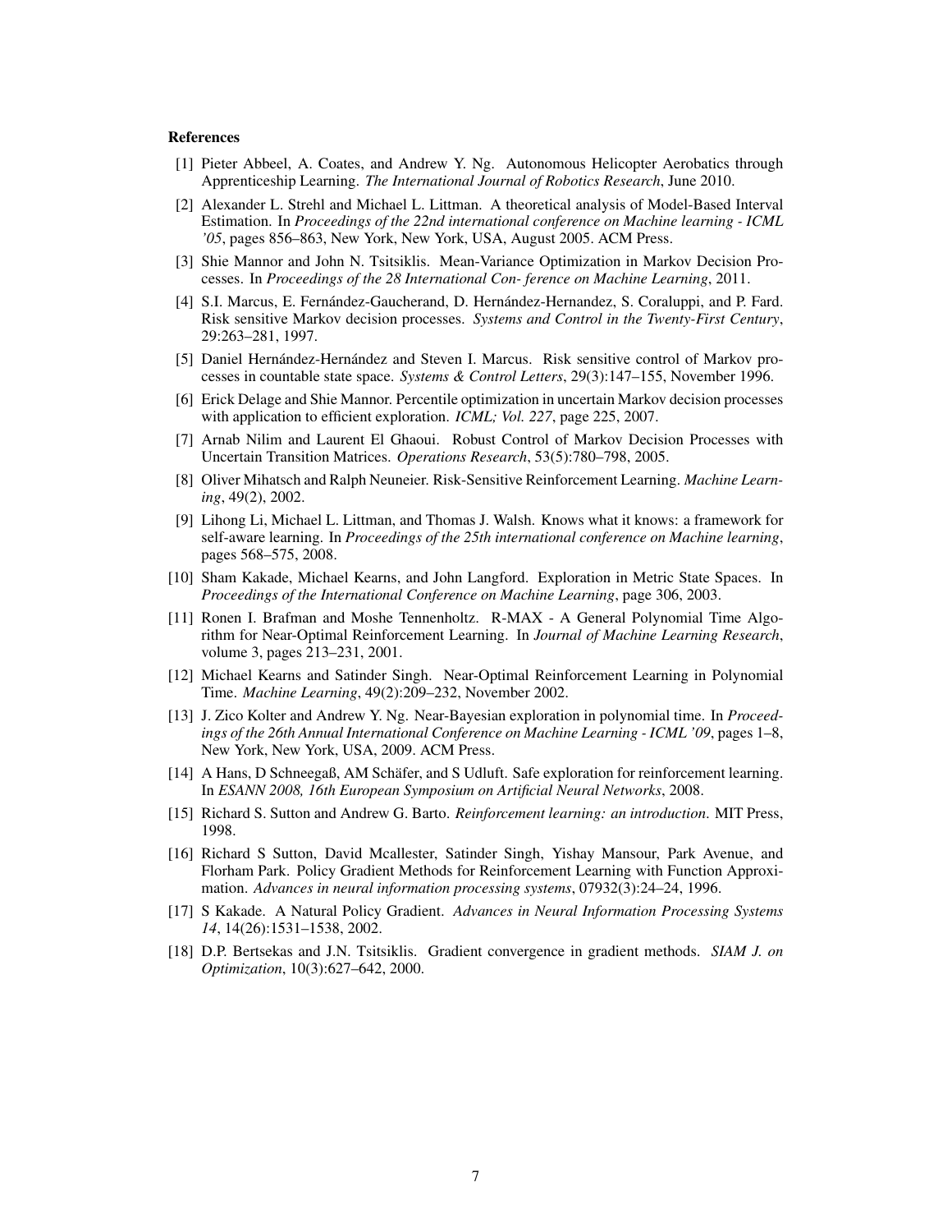## References

[1] Pieter Abbeel, A. Coates, and Andrew Y. Ng. Autonomous Helicopter Aerobatics through Apprenticeship Learning. *The International Journal of Robotics Research*, June 2010.

[2] Alexander L. Strehl and Michael L. Littman. A theoretical analysis of Model-Based Interval Estimation. In *Proceedings of the 22nd international conference on Machine learning - ICML '05*, pages 856–863, New York, New York, USA, August 2005. ACM Press.

[3] Shie Mannor and John N. Tsitsiklis. Mean-Variance Optimization in Markov Decision Processes. In *Proceedings of the 28 International Con- ference on Machine Learning*, 2011.

[4] S.I. Marcus, E. Fernández-Gaucherand, D. Hernández-Hernandez, S. Coraluppi, and P. Fard. Risk sensitive Markov decision processes. *Systems and Control in the Twenty-First Century*, 29:263–281, 1997.

[5] Daniel Hernández-Hernández and Steven I. Marcus. Risk sensitive control of Markov processes in countable state space. *Systems & Control Letters*, 29(3):147–155, November 1996.

[6] Erick Delage and Shie Mannor. Percentile optimization in uncertain Markov decision processes with application to efficient exploration. *ICML; Vol. 227*, page 225, 2007.

[7] Arnab Nilim and Laurent El Ghaoui. Robust Control of Markov Decision Processes with Uncertain Transition Matrices. *Operations Research*, 53(5):780–798, 2005.

[8] Oliver Mihatsch and Ralph Neuneier. Risk-Sensitive Reinforcement Learning. *Machine Learning*, 49(2), 2002.

[9] Lihong Li, Michael L. Littman, and Thomas J. Walsh. Knows what it knows: a framework for self-aware learning. In *Proceedings of the 25th international conference on Machine learning*, pages 568–575, 2008.

[10] Sham Kakade, Michael Kearns, and John Langford. Exploration in Metric State Spaces. In *Proceedings of the International Conference on Machine Learning*, page 306, 2003.

[11] Ronen I. Brafman and Moshe Tennenholtz. R-MAX - A General Polynomial Time Algorithm for Near-Optimal Reinforcement Learning. In *Journal of Machine Learning Research*, volume 3, pages 213–231, 2001.

[12] Michael Kearns and Satinder Singh. Near-Optimal Reinforcement Learning in Polynomial Time. *Machine Learning*, 49(2):209–232, November 2002.

[13] J. Zico Kolter and Andrew Y. Ng. Near-Bayesian exploration in polynomial time. In *Proceedings of the 26th Annual International Conference on Machine Learning - ICML '09*, pages 1–8, New York, New York, USA, 2009. ACM Press.

[14] A Hans, D Schneegaß, AM Schäfer, and S Udluft. Safe exploration for reinforcement learning. In *ESANN 2008, 16th European Symposium on Artificial Neural Networks*, 2008.

[15] Richard S. Sutton and Andrew G. Barto. *Reinforcement learning: an introduction*. MIT Press, 1998.

[16] Richard S Sutton, David Mcallester, Satinder Singh, Yishay Mansour, Park Avenue, and Florham Park. Policy Gradient Methods for Reinforcement Learning with Function Approximation. *Advances in neural information processing systems*, 07932(3):24–24, 1996.

[17] S Kakade. A Natural Policy Gradient. *Advances in Neural Information Processing Systems 14*, 14(26):1531–1538, 2002.

[18] D.P. Bertsekas and J.N. Tsitsiklis. Gradient convergence in gradient methods. *SIAM J. on Optimization*, 10(3):627–642, 2000.